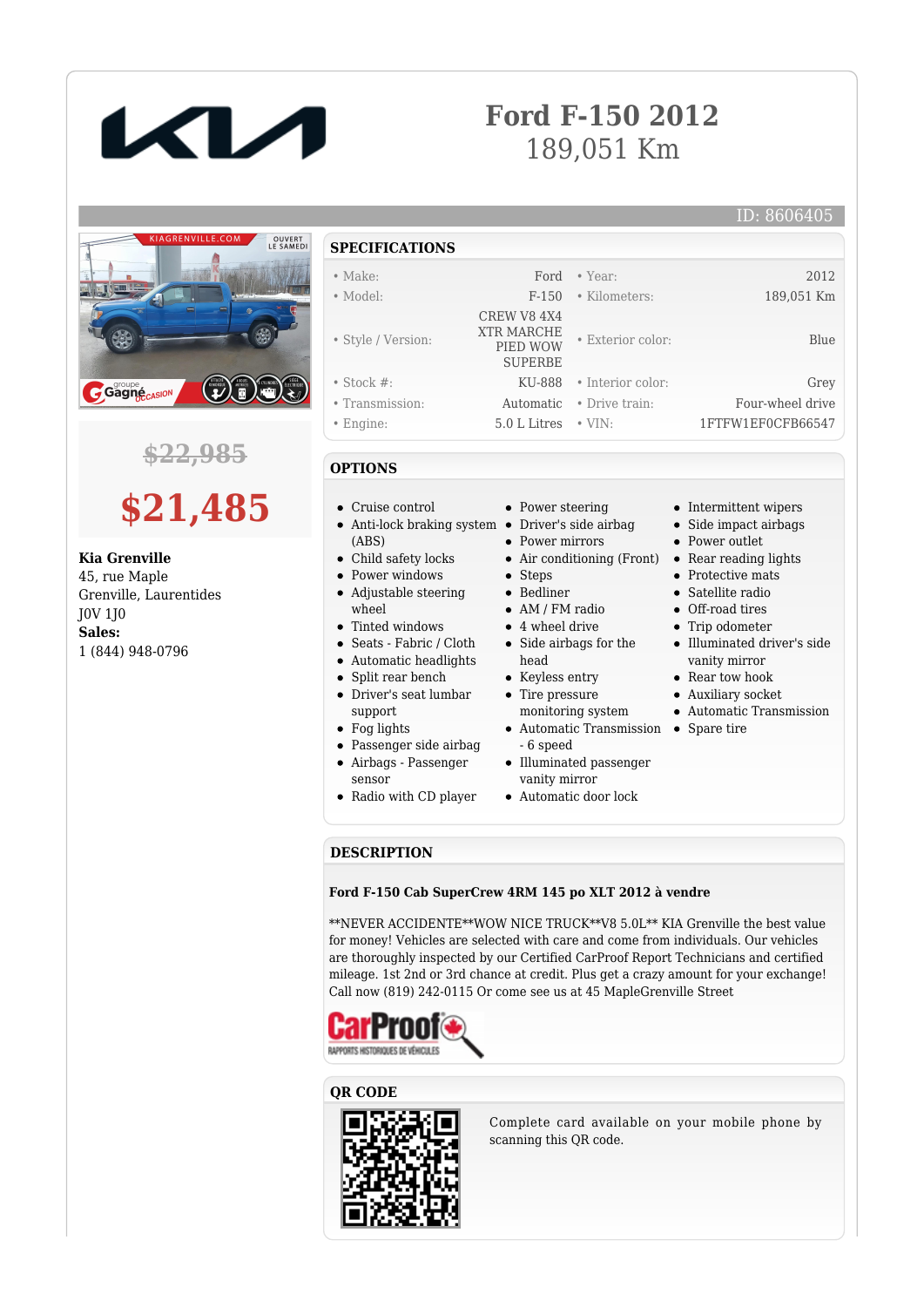# Ford F-150 2012
189,051 Km

ID: 8606405

~~$22,985~~

**$21,485**

**Kia Grenville**
45, rue Maple
Grenville, Laurentides
J0V 1J0
**Sales:**
1 (844) 948-0796

## SPECIFICATIONS

| | | | |
|---|---|---|---|
| • Make: | Ford | • Year: | 2012 |
| • Model: | F-150 | • Kilometers: | 189,051 Km |
| • Style / Version: | CREW V8 4X4 XTR MARCHE PIED WOW SUPERBE | • Exterior color: | Blue |
| • Stock #: | KU-888 | • Interior color: | Grey |
| • Transmission: | Automatic | • Drive train: | Four-wheel drive |
| • Engine: | 5.0 L Litres | • VIN: | 1FTFW1EF0CFB66547 |

## OPTIONS

- Cruise control
- Anti-lock braking system (ABS)
- Child safety locks
- Power windows
- Adjustable steering wheel
- Tinted windows
- Seats - Fabric / Cloth
- Automatic headlights
- Split rear bench
- Driver's seat lumbar support
- Fog lights
- Passenger side airbag
- Airbags - Passenger sensor
- Radio with CD player
- Power steering
- Driver's side airbag
- Power mirrors
- Air conditioning (Front)
- Steps
- Bedliner
- AM / FM radio
- 4 wheel drive
- Side airbags for the head
- Keyless entry
- Tire pressure monitoring system
- Automatic Transmission - 6 speed
- Illuminated passenger vanity mirror
- Automatic door lock
- Intermittent wipers
- Side impact airbags
- Power outlet
- Rear reading lights
- Protective mats
- Satellite radio
- Off-road tires
- Trip odometer
- Illuminated driver's side vanity mirror
- Rear tow hook
- Auxiliary socket
- Automatic Transmission
- Spare tire

## DESCRIPTION

**Ford F-150 Cab SuperCrew 4RM 145 po XLT 2012 à vendre**

**NEVER ACCIDENTE**WOW NICE TRUCK**V8 5.0L** KIA Grenville the best value for money! Vehicles are selected with care and come from individuals. Our vehicles are thoroughly inspected by our Certified CarProof Report Technicians and certified mileage. 1st 2nd or 3rd chance at credit. Plus get a crazy amount for your exchange! Call now (819) 242-0115 Or come see us at 45 MapleGrenville Street

## QR CODE

Complete card available on your mobile phone by scanning this QR code.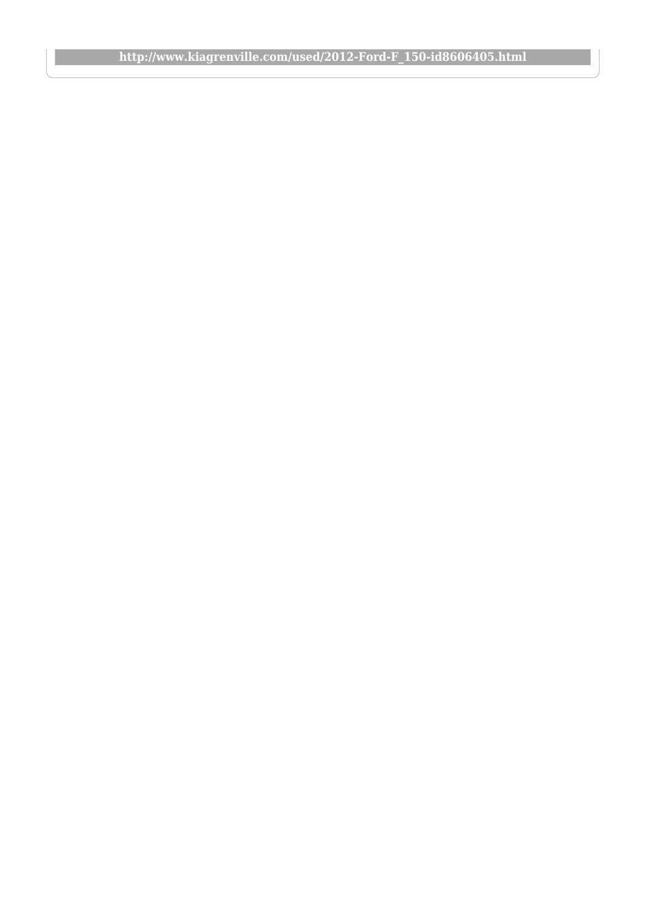http://www.kiagrenville.com/used/2012-Ford-F_150-id8606405.html